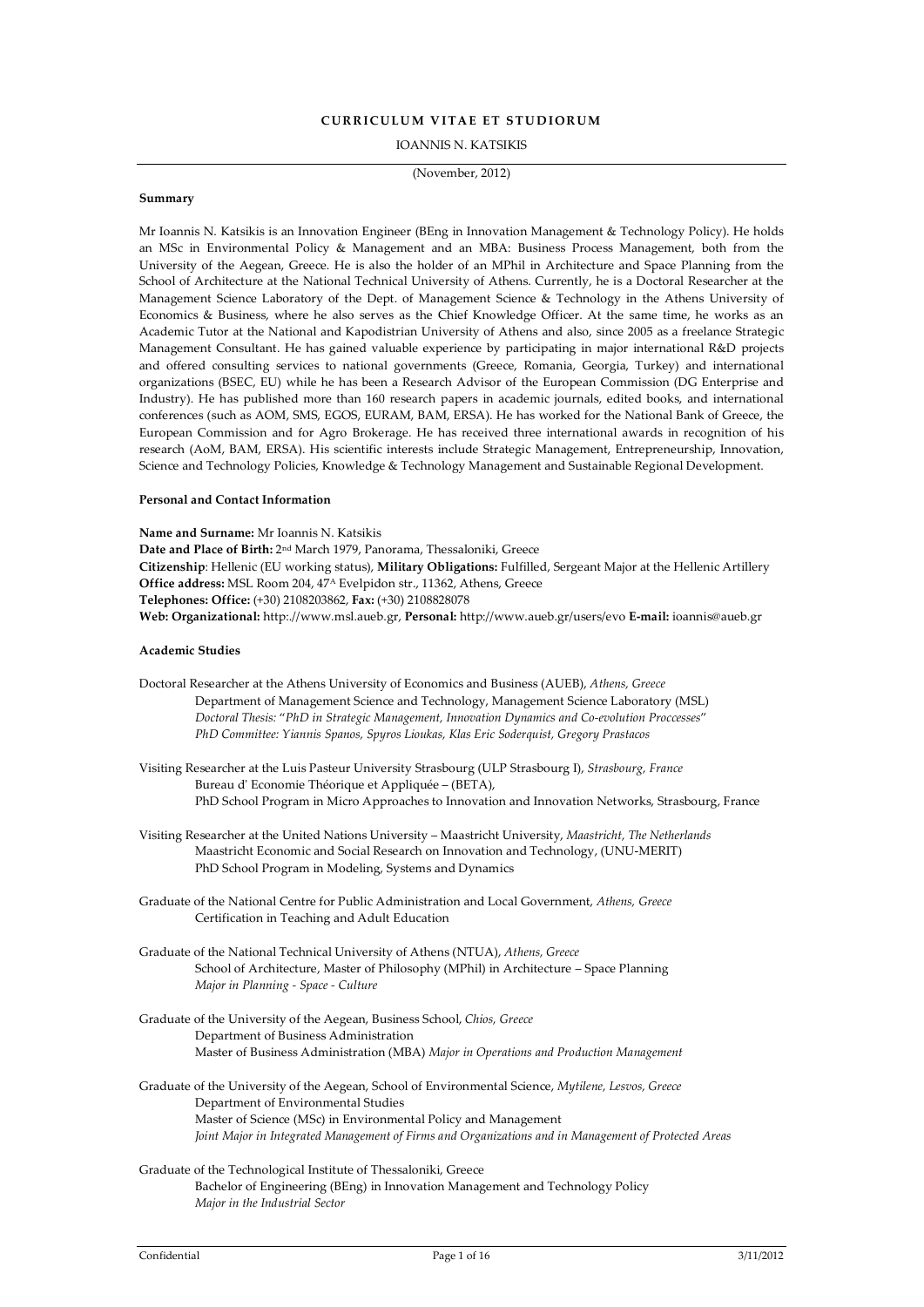# CURRICULUM VITAE ET STUDIORUM

IOANNIS N. KATSIKIS

(November, 2012)

**Summary**

Mr Ioannis N. Katsikis is an Innovation Engineer (BEng in Innovation Management & Technology Policy). He holds an MSc in Environmental Policy & Management and an MBA: Business Process Management, both from the University of the Aegean, Greece. He is also the holder of an MPhil in Architecture and Space Planning from the School of Architecture at the National Technical University of Athens. Currently, he is a Doctoral Researcher at the Management Science Laboratory of the Dept. of Management Science & Technology in the Athens University of Economics & Business, where he also serves as the Chief Knowledge Officer. At the same time, he works as an Academic Tutor at the National and Kapodistrian University of Athens and also, since 2005 as a freelance Strategic Management Consultant. He has gained valuable experience by participating in major international R&D projects and offered consulting services to national governments (Greece, Romania, Georgia, Turkey) and international organizations (BSEC, EU) while he has been a Research Advisor of the European Commission (DG Enterprise and Industry). He has published more than 160 research papers in academic journals, edited books, and international conferences (such as AOM, SMS, EGOS, EURAM, BAM, ERSA). He has worked for the National Bank of Greece, the European Commission and for Agro Brokerage. He has received three international awards in recognition of his research (AoM, BAM, ERSA). His scientific interests include Strategic Management, Entrepreneurship, Innovation, Science and Technology Policies, Knowledge & Technology Management and Sustainable Regional Development.

**Personal and Contact Information**

**Name and Surname:** Mr Ioannis N. Katsikis
**Date and Place of Birth:** 2nd March 1979, Panorama, Thessaloniki, Greece
**Citizenship**: Hellenic (EU working status), **Military Obligations:** Fulfilled, Sergeant Major at the Hellenic Artillery
**Office address:** MSL Room 204, 47A Evelpidon str., 11362, Athens, Greece
**Telephones: Office:** (+30) 2108203862, **Fax:** (+30) 2108828078
**Web: Organizational:** http:.//www.msl.aueb.gr, **Personal:** http://www.aueb.gr/users/evo **E-mail:** ioannis@aueb.gr

**Academic Studies**

Doctoral Researcher at the Athens University of Economics and Business (AUEB), *Athens, Greece*
Department of Management Science and Technology, Management Science Laboratory (MSL)
*Doctoral Thesis: "PhD in Strategic Management, Innovation Dynamics and Co-evolution Proccesses"*
*PhD Committee: Yiannis Spanos, Spyros Lioukas, Klas Eric Soderquist, Gregory Prastacos*

Visiting Researcher at the Luis Pasteur University Strasbourg (ULP Strasbourg I), *Strasbourg, France*
Bureau d' Economie Théorique et Appliquée – (BETA),
PhD School Program in Micro Approaches to Innovation and Innovation Networks, Strasbourg, France

Visiting Researcher at the United Nations University – Maastricht University, *Maastricht, The Netherlands*
Maastricht Economic and Social Research on Innovation and Technology, (UNU-MERIT)
PhD School Program in Modeling, Systems and Dynamics

Graduate of the National Centre for Public Administration and Local Government, *Athens, Greece*
Certification in Teaching and Adult Education

Graduate of the National Technical University of Athens (NTUA), *Athens, Greece*
School of Architecture, Master of Philosophy (MPhil) in Architecture – Space Planning
*Major in Planning - Space - Culture*

Graduate of the University of the Aegean, Business School, *Chios, Greece*
Department of Business Administration
Master of Business Administration (MBA) *Major in Operations and Production Management*

Graduate of the University of the Aegean, School of Environmental Science, *Mytilene, Lesvos, Greece*
Department of Environmental Studies
Master of Science (MSc) in Environmental Policy and Management
*Joint Major in Integrated Management of Firms and Organizations and in Management of Protected Areas*

Graduate of the Technological Institute of Thessaloniki, Greece
Bachelor of Engineering (BEng) in Innovation Management and Technology Policy
*Major in the Industrial Sector*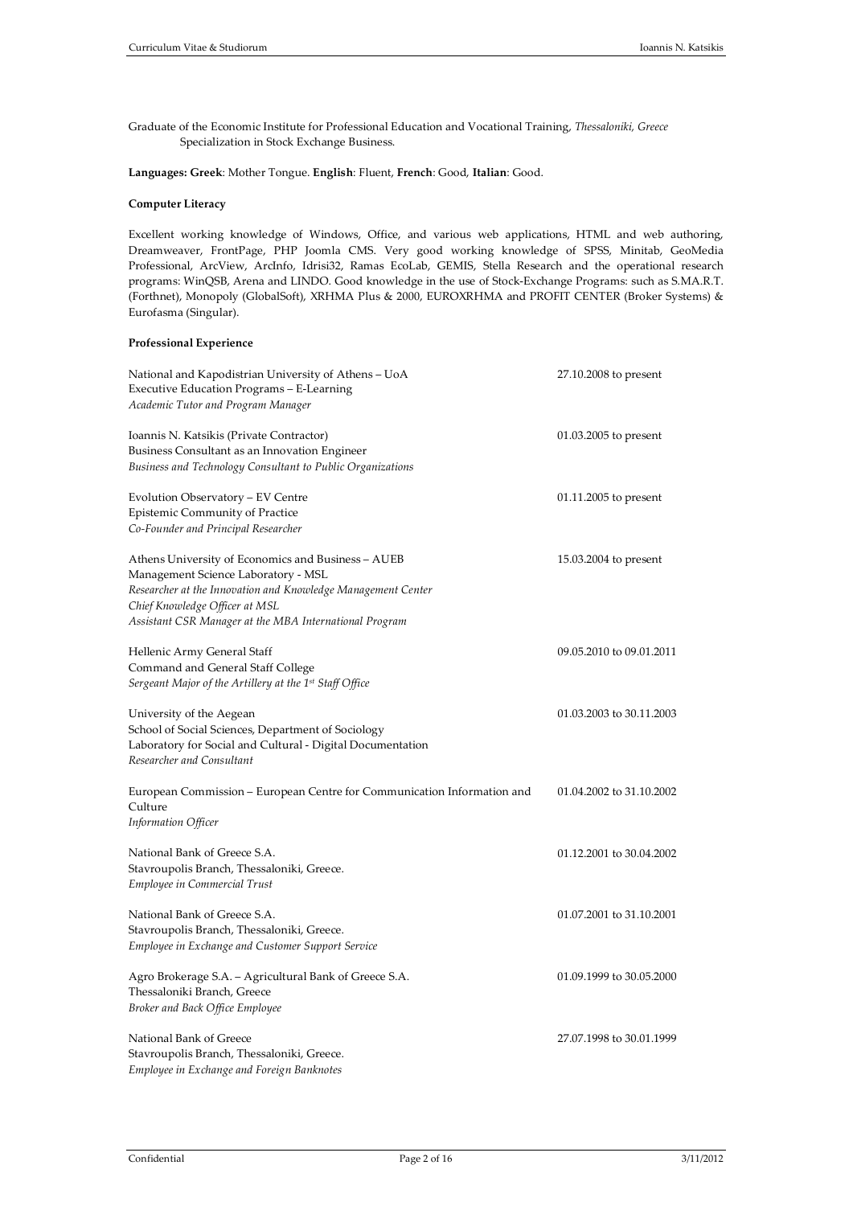Graduate of the Economic Institute for Professional Education and Vocational Training, *Thessaloniki, Greece*
Specialization in Stock Exchange Business.

**Languages: Greek**: Mother Tongue. **English**: Fluent, **French**: Good, **Italian**: Good.

**Computer Literacy**

Excellent working knowledge of Windows, Office, and various web applications, HTML and web authoring, Dreamweaver, FrontPage, PHP Joomla CMS. Very good working knowledge of SPSS, Minitab, GeoMedia Professional, ArcView, ArcInfo, Idrisi32, Ramas EcoLab, GEMIS, Stella Research and the operational research programs: WinQSB, Arena and LINDO. Good knowledge in the use of Stock-Exchange Programs: such as S.MA.R.T. (Forthnet), Monopoly (GlobalSoft), XRHMA Plus & 2000, EUROXRHMA and PROFIT CENTER (Broker Systems) & Eurofasma (Singular).

**Professional Experience**

| | |
|---|---|
| National and Kapodistrian University of Athens – UoA<br>Executive Education Programs – E-Learning<br>*Academic Tutor and Program Manager* | 27.10.2008 to present |
| Ioannis N. Katsikis (Private Contractor)<br>Business Consultant as an Innovation Engineer<br>*Business and Technology Consultant to Public Organizations* | 01.03.2005 to present |
| Evolution Observatory – EV Centre<br>Epistemic Community of Practice<br>*Co-Founder and Principal Researcher* | 01.11.2005 to present |
| Athens University of Economics and Business – AUEB<br>Management Science Laboratory - MSL<br>*Researcher at the Innovation and Knowledge Management Center*<br>*Chief Knowledge Officer at MSL*<br>*Assistant CSR Manager at the MBA International Program* | 15.03.2004 to present |
| Hellenic Army General Staff<br>Command and General Staff College<br>*Sergeant Major of the Artillery at the 1st Staff Office* | 09.05.2010 to 09.01.2011 |
| University of the Aegean<br>School of Social Sciences, Department of Sociology<br>Laboratory for Social and Cultural - Digital Documentation<br>*Researcher and Consultant* | 01.03.2003 to 30.11.2003 |
| European Commission – European Centre for Communication Information and Culture<br>*Information Officer* | 01.04.2002 to 31.10.2002 |
| National Bank of Greece S.A.<br>Stavroupolis Branch, Thessaloniki, Greece.<br>*Employee in Commercial Trust* | 01.12.2001 to 30.04.2002 |
| National Bank of Greece S.A.<br>Stavroupolis Branch, Thessaloniki, Greece.<br>*Employee in Exchange and Customer Support Service* | 01.07.2001 to 31.10.2001 |
| Agro Brokerage S.A. – Agricultural Bank of Greece S.A.<br>Thessaloniki Branch, Greece<br>*Broker and Back Office Employee* | 01.09.1999 to 30.05.2000 |
| National Bank of Greece<br>Stavroupolis Branch, Thessaloniki, Greece.<br>*Employee in Exchange and Foreign Banknotes* | 27.07.1998 to 30.01.1999 |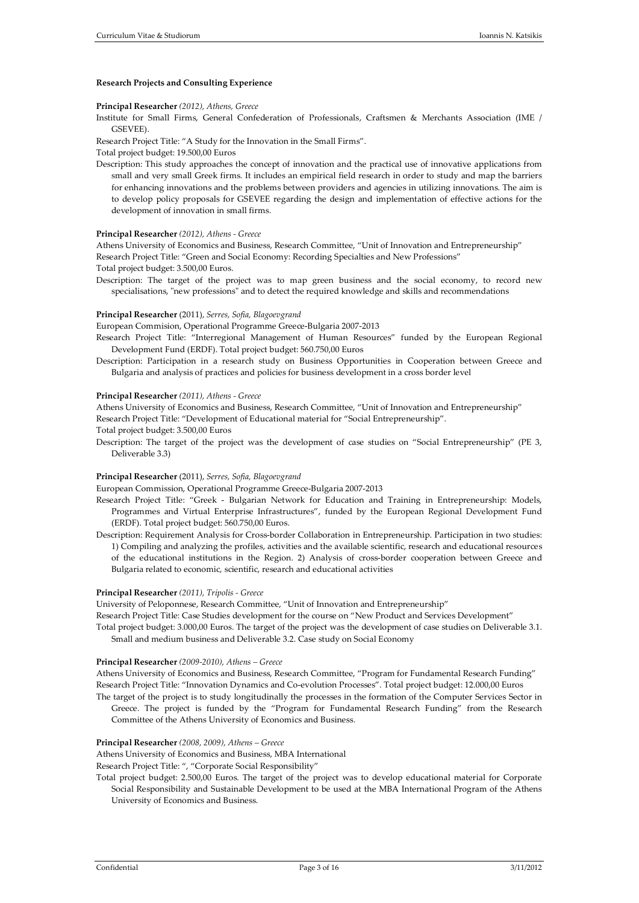**Research Projects and Consulting Experience**

**Principal Researcher** *(2012), Athens, Greece*

Institute for Small Firms, General Confederation of Professionals, Craftsmen & Merchants Association (IME / GSEVEE).

Research Project Title: "A Study for the Innovation in the Small Firms".

Total project budget: 19.500,00 Euros

Description: This study approaches the concept of innovation and the practical use of innovative applications from small and very small Greek firms. It includes an empirical field research in order to study and map the barriers for enhancing innovations and the problems between providers and agencies in utilizing innovations. The aim is to develop policy proposals for GSEVEE regarding the design and implementation of effective actions for the development of innovation in small firms.

**Principal Researcher** *(2012), Athens - Greece*

Athens University of Economics and Business, Research Committee, "Unit of Innovation and Entrepreneurship"

Research Project Title: "Green and Social Economy: Recording Specialties and New Professions"

Total project budget: 3.500,00 Euros.

Description: The target of the project was to map green business and the social economy, to record new specialisations, "new professions" and to detect the required knowledge and skills and recommendations

**Principal Researcher** (2011), *Serres, Sofia, Blagoevgrand*

European Commision, Operational Programme Greece-Bulgaria 2007-2013

Research Project Title: "Interregional Management of Human Resources" funded by the European Regional Development Fund (ERDF). Total project budget: 560.750,00 Euros

Description: Participation in a research study on Business Opportunities in Cooperation between Greece and Bulgaria and analysis of practices and policies for business development in a cross border level

**Principal Researcher** *(2011), Athens - Greece*

Athens University of Economics and Business, Research Committee, "Unit of Innovation and Entrepreneurship"

Research Project Title: "Development of Educational material for "Social Entrepreneurship".

Total project budget: 3.500,00 Euros

Description: The target of the project was the development of case studies on "Social Entrepreneurship" (PE 3, Deliverable 3.3)

**Principal Researcher** (2011), *Serres, Sofia, Blagoevgrand*

European Commission, Operational Programme Greece-Bulgaria 2007-2013

Research Project Title: "Greek - Bulgarian Network for Education and Training in Entrepreneurship: Models, Programmes and Virtual Enterprise Infrastructures", funded by the European Regional Development Fund (ERDF). Total project budget: 560.750,00 Euros.

Description: Requirement Analysis for Cross-border Collaboration in Entrepreneurship. Participation in two studies: 1) Compiling and analyzing the profiles, activities and the available scientific, research and educational resources of the educational institutions in the Region. 2) Analysis of cross-border cooperation between Greece and Bulgaria related to economic, scientific, research and educational activities

**Principal Researcher** *(2011), Tripolis - Greece*

University of Peloponnese, Research Committee, "Unit of Innovation and Entrepreneurship"

Research Project Title: Case Studies development for the course on "New Product and Services Development"

Total project budget: 3.000,00 Euros. The target of the project was the development of case studies on Deliverable 3.1. Small and medium business and Deliverable 3.2. Case study on Social Economy

**Principal Researcher** *(2009-2010), Athens – Greece*

Athens University of Economics and Business, Research Committee, "Program for Fundamental Research Funding"

Research Project Title: "Innovation Dynamics and Co-evolution Processes". Total project budget: 12.000,00 Euros

The target of the project is to study longitudinally the processes in the formation of the Computer Services Sector in Greece. The project is funded by the "Program for Fundamental Research Funding" from the Research Committee of the Athens University of Economics and Business.

**Principal Researcher** *(2008, 2009), Athens – Greece*

Athens University of Economics and Business, MBA International

Research Project Title: ", "Corporate Social Responsibility"

Total project budget: 2.500,00 Euros. The target of the project was to develop educational material for Corporate Social Responsibility and Sustainable Development to be used at the MBA International Program of the Athens University of Economics and Business.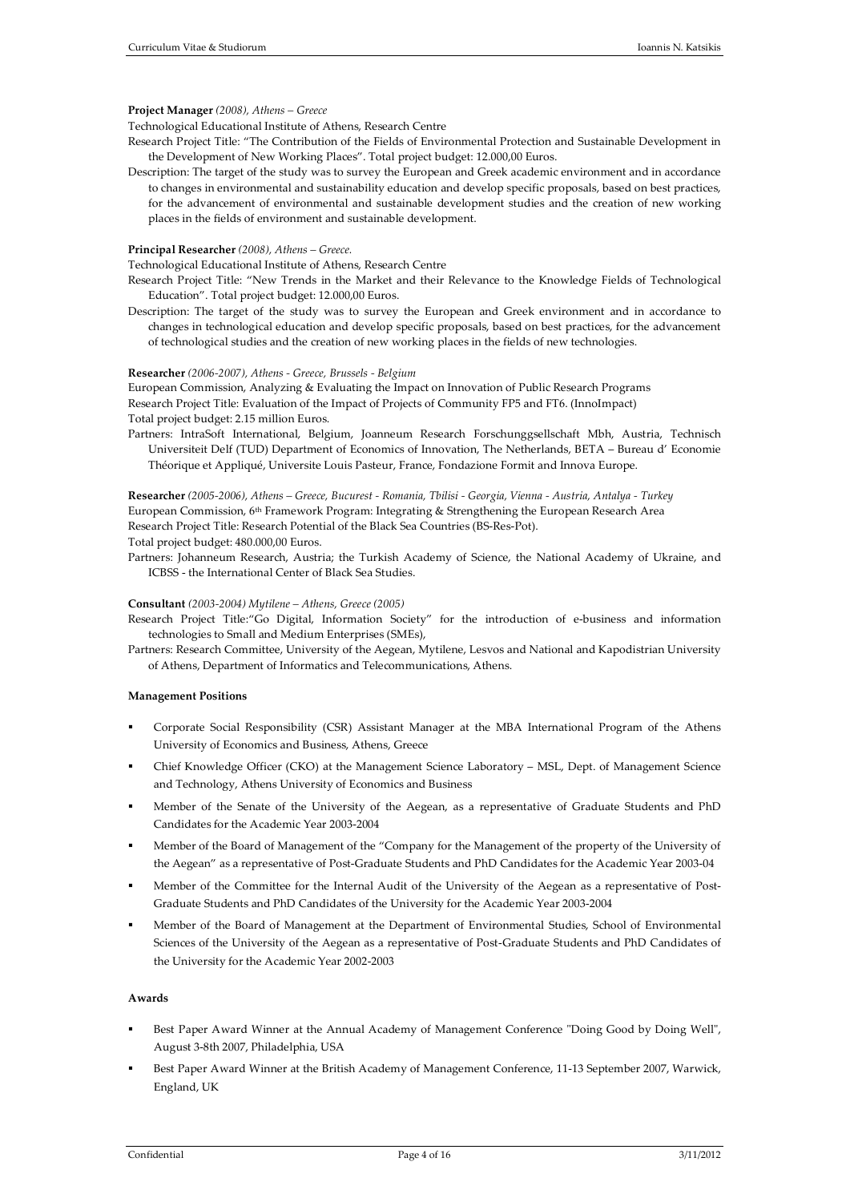**Project Manager** *(2008), Athens – Greece*

Technological Educational Institute of Athens, Research Centre

Research Project Title: "The Contribution of the Fields of Environmental Protection and Sustainable Development in the Development of New Working Places". Total project budget: 12.000,00 Euros.

Description: The target of the study was to survey the European and Greek academic environment and in accordance to changes in environmental and sustainability education and develop specific proposals, based on best practices, for the advancement of environmental and sustainable development studies and the creation of new working places in the fields of environment and sustainable development.

**Principal Researcher** *(2008), Athens – Greece.*

Technological Educational Institute of Athens, Research Centre

Research Project Title: "New Trends in the Market and their Relevance to the Knowledge Fields of Technological Education". Total project budget: 12.000,00 Euros.

Description: The target of the study was to survey the European and Greek environment and in accordance to changes in technological education and develop specific proposals, based on best practices, for the advancement of technological studies and the creation of new working places in the fields of new technologies.

**Researcher** *(2006-2007), Athens - Greece, Brussels - Belgium*

European Commission, Analyzing & Evaluating the Impact on Innovation of Public Research Programs

Research Project Title: Evaluation of the Impact of Projects of Community FP5 and FT6. (InnoImpact)

Total project budget: 2.15 million Euros.

Partners: IntraSoft International, Belgium, Joanneum Research Forschunggsellschaft Mbh, Austria, Technisch Universiteit Delf (TUD) Department of Economics of Innovation, The Netherlands, BETA – Bureau d' Economie Théorique et Appliqué, Universite Louis Pasteur, France, Fondazione Formit and Innova Europe.

**Researcher** *(2005-2006), Athens – Greece, Bucurest - Romania, Tbilisi - Georgia, Vienna - Austria, Antalya - Turkey*

European Commission, 6th Framework Program: Integrating & Strengthening the European Research Area

Research Project Title: Research Potential of the Black Sea Countries (BS-Res-Pot).

Total project budget: 480.000,00 Euros.

Partners: Johanneum Research, Austria; the Turkish Academy of Science, the National Academy of Ukraine, and ICBSS - the International Center of Black Sea Studies.

**Consultant** *(2003-2004) Mytilene – Athens, Greece (2005)*

Research Project Title:"Go Digital, Information Society" for the introduction of e-business and information technologies to Small and Medium Enterprises (SMEs),

Partners: Research Committee, University of the Aegean, Mytilene, Lesvos and National and Kapodistrian University of Athens, Department of Informatics and Telecommunications, Athens.

**Management Positions**

- Corporate Social Responsibility (CSR) Assistant Manager at the MBA International Program of the Athens University of Economics and Business, Athens, Greece
- Chief Knowledge Officer (CKO) at the Management Science Laboratory – MSL, Dept. of Management Science and Technology, Athens University of Economics and Business
- Member of the Senate of the University of the Aegean, as a representative of Graduate Students and PhD Candidates for the Academic Year 2003-2004
- Member of the Board of Management of the "Company for the Management of the property of the University of the Aegean" as a representative of Post-Graduate Students and PhD Candidates for the Academic Year 2003-04
- Member of the Committee for the Internal Audit of the University of the Aegean as a representative of Post-Graduate Students and PhD Candidates of the University for the Academic Year 2003-2004
- Member of the Board of Management at the Department of Environmental Studies, School of Environmental Sciences of the University of the Aegean as a representative of Post-Graduate Students and PhD Candidates of the University for the Academic Year 2002-2003

**Awards**

- Best Paper Award Winner at the Annual Academy of Management Conference "Doing Good by Doing Well", August 3-8th 2007, Philadelphia, USA
- Best Paper Award Winner at the British Academy of Management Conference, 11-13 September 2007, Warwick, England, UK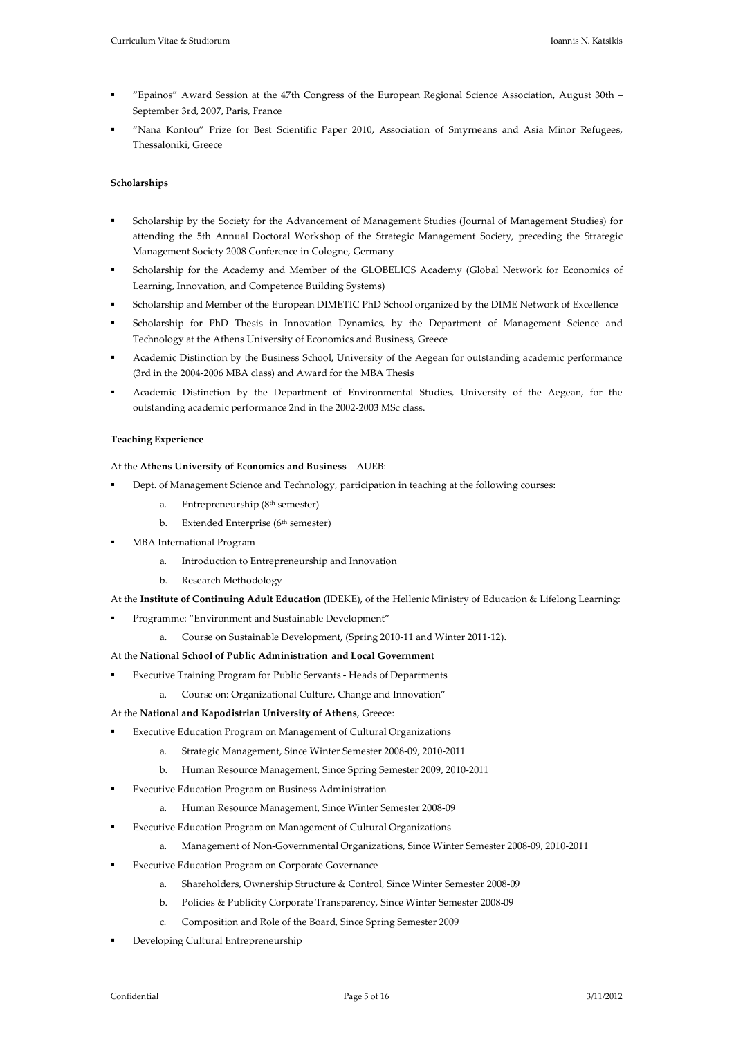- "Epainos" Award Session at the 47th Congress of the European Regional Science Association, August 30th – September 3rd, 2007, Paris, France
- "Nana Kontou" Prize for Best Scientific Paper 2010, Association of Smyrneans and Asia Minor Refugees, Thessaloniki, Greece

**Scholarships**

- Scholarship by the Society for the Advancement of Management Studies (Journal of Management Studies) for attending the 5th Annual Doctoral Workshop of the Strategic Management Society, preceding the Strategic Management Society 2008 Conference in Cologne, Germany
- Scholarship for the Academy and Member of the GLOBELICS Academy (Global Network for Economics of Learning, Innovation, and Competence Building Systems)
- Scholarship and Member of the European DIMETIC PhD School organized by the DIME Network of Excellence
- Scholarship for PhD Thesis in Innovation Dynamics, by the Department of Management Science and Technology at the Athens University of Economics and Business, Greece
- Academic Distinction by the Business School, University of the Aegean for outstanding academic performance (3rd in the 2004-2006 MBA class) and Award for the MBA Thesis
- Academic Distinction by the Department of Environmental Studies, University of the Aegean, for the outstanding academic performance 2nd in the 2002-2003 MSc class.

**Teaching Experience**

At the **Athens University of Economics and Business** – AUEB:

- Dept. of Management Science and Technology, participation in teaching at the following courses:
    a. Entrepreneurship (8th semester)
    b. Extended Enterprise (6th semester)
- MBA International Program
    a. Introduction to Entrepreneurship and Innovation
    b. Research Methodology

At the **Institute of Continuing Adult Education** (IDEKE), of the Hellenic Ministry of Education & Lifelong Learning:

- Programme: "Environment and Sustainable Development"
    a. Course on Sustainable Development, (Spring 2010-11 and Winter 2011-12).

At the **National School of Public Administration and Local Government**

- Executive Training Program for Public Servants - Heads of Departments
    a. Course on: Organizational Culture, Change and Innovation"

At the **National and Kapodistrian University of Athens**, Greece:

- Executive Education Program on Management of Cultural Organizations
    a. Strategic Management, Since Winter Semester 2008-09, 2010-2011
    b. Human Resource Management, Since Spring Semester 2009, 2010-2011
- Executive Education Program on Business Administration
    a. Human Resource Management, Since Winter Semester 2008-09
- Executive Education Program on Management of Cultural Organizations
    a. Management of Non-Governmental Organizations, Since Winter Semester 2008-09, 2010-2011
- Executive Education Program on Corporate Governance
    a. Shareholders, Ownership Structure & Control, Since Winter Semester 2008-09
    b. Policies & Publicity Corporate Transparency, Since Winter Semester 2008-09
    c. Composition and Role of the Board, Since Spring Semester 2009
- Developing Cultural Entrepreneurship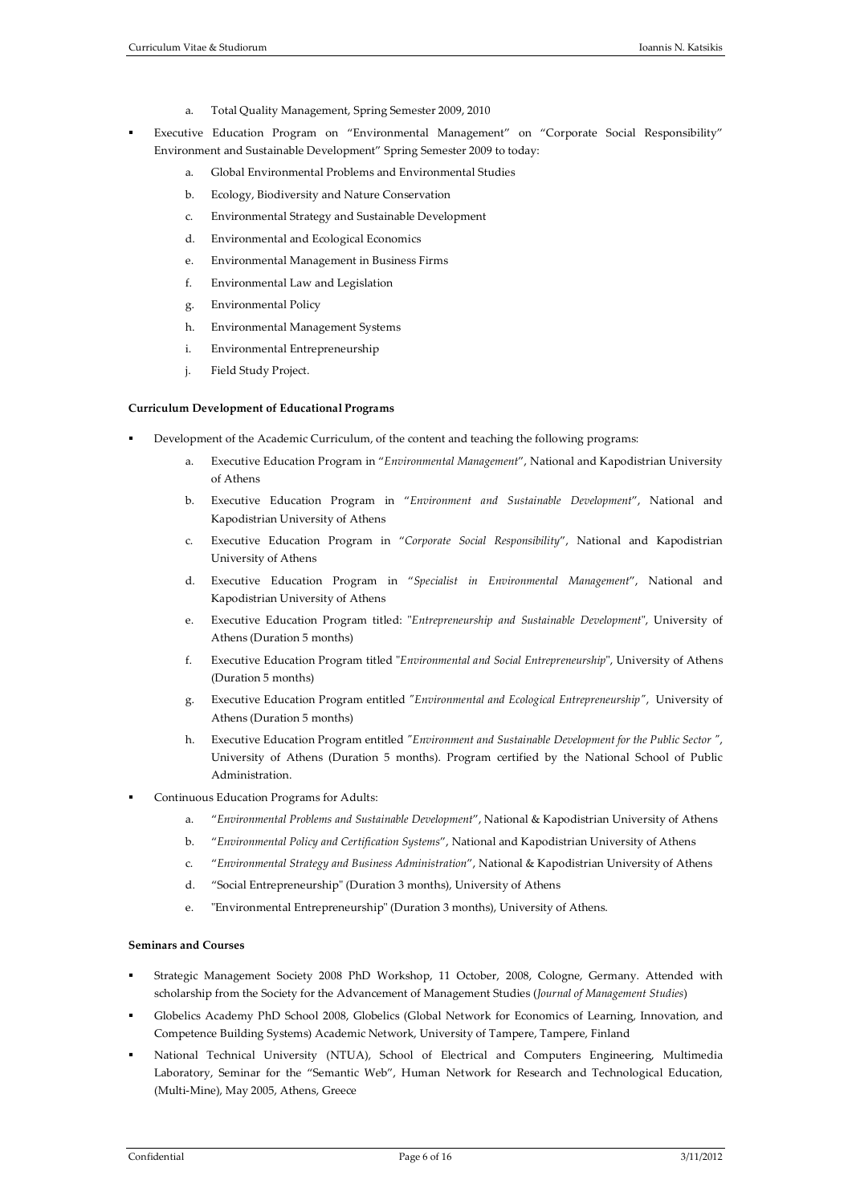a. Total Quality Management, Spring Semester 2009, 2010

- Executive Education Program on "Environmental Management" on "Corporate Social Responsibility" Environment and Sustainable Development" Spring Semester 2009 to today:
   a. Global Environmental Problems and Environmental Studies
   b. Ecology, Biodiversity and Nature Conservation
   c. Environmental Strategy and Sustainable Development
   d. Environmental and Ecological Economics
   e. Environmental Management in Business Firms
   f. Environmental Law and Legislation
   g. Environmental Policy
   h. Environmental Management Systems
   i. Environmental Entrepreneurship
   j. Field Study Project.

**Curriculum Development of Educational Programs**

- Development of the Academic Curriculum, of the content and teaching the following programs:
   a. Executive Education Program in "*Environmental Management*", National and Kapodistrian University of Athens
   b. Executive Education Program in "*Environment and Sustainable Development*", National and Kapodistrian University of Athens
   c. Executive Education Program in "*Corporate Social Responsibility*", National and Kapodistrian University of Athens
   d. Executive Education Program in "*Specialist in Environmental Management*", National and Kapodistrian University of Athens
   e. Executive Education Program titled: "*Entrepreneurship and Sustainable Development*", University of Athens (Duration 5 months)
   f. Executive Education Program titled "*Environmental and Social Entrepreneurship*", University of Athens (Duration 5 months)
   g. Executive Education Program entitled *"Environmental and Ecological Entrepreneurship"*, University of Athens (Duration 5 months)
   h. Executive Education Program entitled *"Environment and Sustainable Development for the Public Sector "*, University of Athens (Duration 5 months). Program certified by the National School of Public Administration.
- Continuous Education Programs for Adults:
   a. "*Environmental Problems and Sustainable Development*", National & Kapodistrian University of Athens
   b. "*Environmental Policy and Certification Systems*", National and Kapodistrian University of Athens
   c. "*Environmental Strategy and Business Administration*", National & Kapodistrian University of Athens
   d. "Social Entrepreneurship" (Duration 3 months), University of Athens
   e. "Environmental Entrepreneurship" (Duration 3 months), University of Athens.

**Seminars and Courses**

- Strategic Management Society 2008 PhD Workshop, 11 October, 2008, Cologne, Germany. Attended with scholarship from the Society for the Advancement of Management Studies (*Journal of Management Studies*)
- Globelics Academy PhD School 2008, Globelics (Global Network for Economics of Learning, Innovation, and Competence Building Systems) Academic Network, University of Tampere, Tampere, Finland
- National Technical University (NTUA), School of Electrical and Computers Engineering, Multimedia Laboratory, Seminar for the "Semantic Web", Human Network for Research and Technological Education, (Multi-Mine), May 2005, Athens, Greece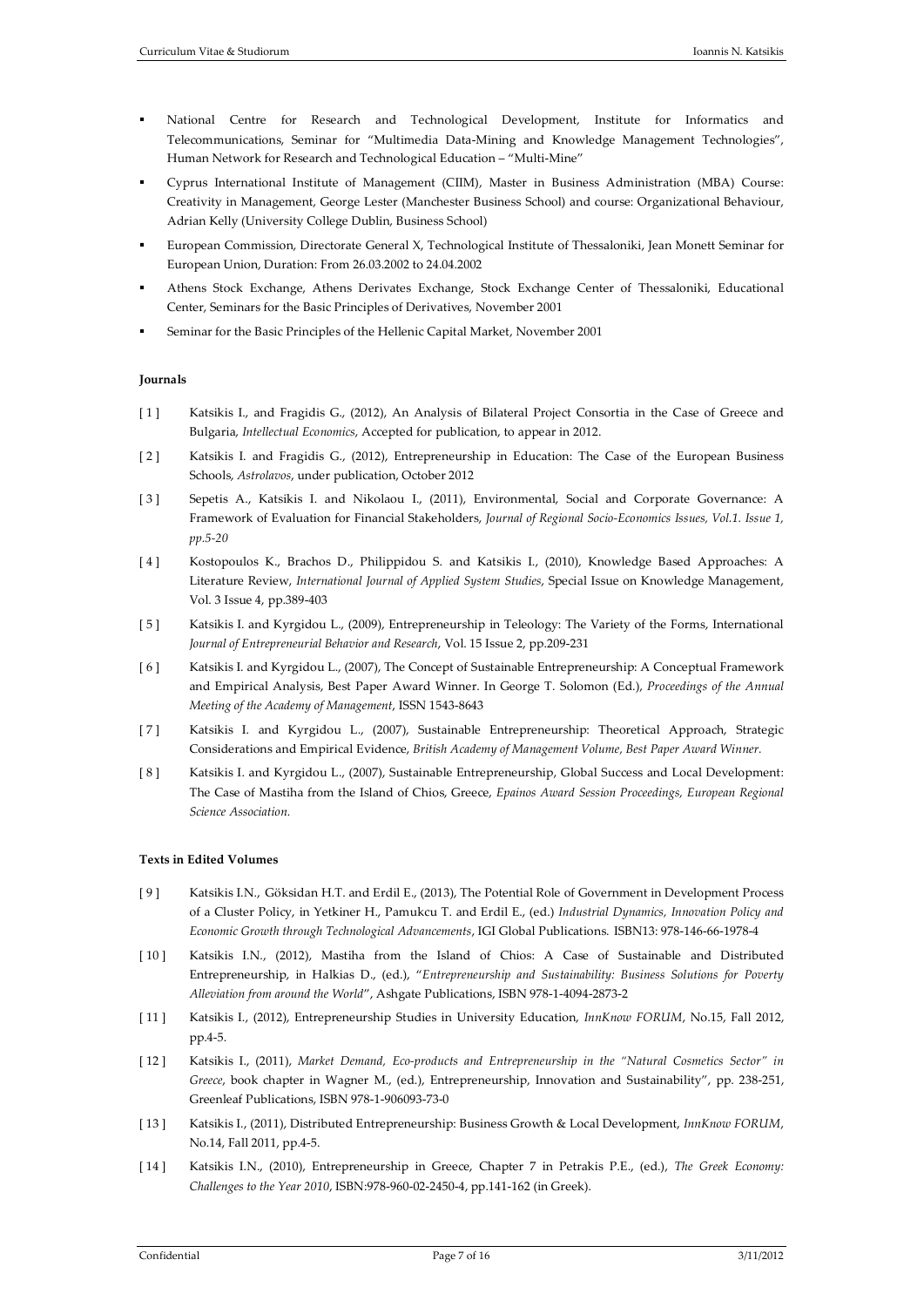- National Centre for Research and Technological Development, Institute for Informatics and Telecommunications, Seminar for "Multimedia Data-Mining and Knowledge Management Technologies", Human Network for Research and Technological Education – "Multi-Mine"
- Cyprus International Institute of Management (CIIM), Master in Business Administration (MBA) Course: Creativity in Management, George Lester (Manchester Business School) and course: Organizational Behaviour, Adrian Kelly (University College Dublin, Business School)
- European Commission, Directorate General X, Technological Institute of Thessaloniki, Jean Monett Seminar for European Union, Duration: From 26.03.2002 to 24.04.2002
- Athens Stock Exchange, Athens Derivates Exchange, Stock Exchange Center of Thessaloniki, Educational Center, Seminars for the Basic Principles of Derivatives, November 2001
- Seminar for the Basic Principles of the Hellenic Capital Market, November 2001

**Journals**

[ 1 ] Katsikis I., and Fragidis G., (2012), An Analysis of Bilateral Project Consortia in the Case of Greece and Bulgaria, *Intellectual Economics*, Accepted for publication, to appear in 2012.

[ 2 ] Katsikis I. and Fragidis G., (2012), Entrepreneurship in Education: The Case of the European Business Schools, *Astrolavos*, under publication, October 2012

[ 3 ] Sepetis A., Katsikis I. and Nikolaou I., (2011), Environmental, Social and Corporate Governance: A Framework of Evaluation for Financial Stakeholders, *Journal of Regional Socio-Economics Issues, Vol.1. Issue 1, pp.5-20*

[ 4 ] Kostopoulos K., Brachos D., Philippidou S. and Katsikis I., (2010), Knowledge Based Approaches: A Literature Review, *International Journal of Applied System Studies*, Special Issue on Knowledge Management, Vol. 3 Issue 4, pp.389-403

[ 5 ] Katsikis I. and Kyrgidou L., (2009), Entrepreneurship in Teleology: The Variety of the Forms, International *Journal of Entrepreneurial Behavior and Research*, Vol. 15 Issue 2, pp.209-231

[ 6 ] Katsikis I. and Kyrgidou L., (2007), The Concept of Sustainable Entrepreneurship: A Conceptual Framework and Empirical Analysis, Best Paper Award Winner. In George T. Solomon (Ed.), *Proceedings of the Annual Meeting of the Academy of Management*, ISSN 1543-8643

[ 7 ] Katsikis I. and Kyrgidou L., (2007), Sustainable Entrepreneurship: Theoretical Approach, Strategic Considerations and Empirical Evidence, *British Academy of Management Volume, Best Paper Award Winner.*

[ 8 ] Katsikis I. and Kyrgidou L., (2007), Sustainable Entrepreneurship, Global Success and Local Development: The Case of Mastiha from the Island of Chios, Greece, *Epainos Award Session Proceedings, European Regional Science Association.*

**Texts in Edited Volumes**

[ 9 ] Katsikis I.N., Göksidan H.T. and Erdil E., (2013), The Potential Role of Government in Development Process of a Cluster Policy, in Yetkiner H., Pamukcu T. and Erdil E., (ed.) *Industrial Dynamics, Innovation Policy and Economic Growth through Technological Advancements*, IGI Global Publications. ISBN13: 978-146-66-1978-4

[ 10 ] Katsikis I.N., (2012), Mastiha from the Island of Chios: A Case of Sustainable and Distributed Entrepreneurship, in Halkias D., (ed.), "*Entrepreneurship and Sustainability: Business Solutions for Poverty Alleviation from around the World*", Ashgate Publications, ISBN 978-1-4094-2873-2

[ 11 ] Katsikis I., (2012), Entrepreneurship Studies in University Education, *InnKnow FORUM*, No.15, Fall 2012, pp.4-5.

[ 12 ] Katsikis I., (2011), *Market Demand, Eco-products and Entrepreneurship in the "Natural Cosmetics Sector" in Greece*, book chapter in Wagner M., (ed.), Entrepreneurship, Innovation and Sustainability", pp. 238-251, Greenleaf Publications, ISBN 978-1-906093-73-0

[ 13 ] Katsikis I., (2011), Distributed Entrepreneurship: Business Growth & Local Development, *InnKnow FORUM*, No.14, Fall 2011, pp.4-5.

[ 14 ] Katsikis I.N., (2010), Entrepreneurship in Greece, Chapter 7 in Petrakis P.E., (ed.), *The Greek Economy: Challenges to the Year 2010*, ISBN:978-960-02-2450-4, pp.141-162 (in Greek).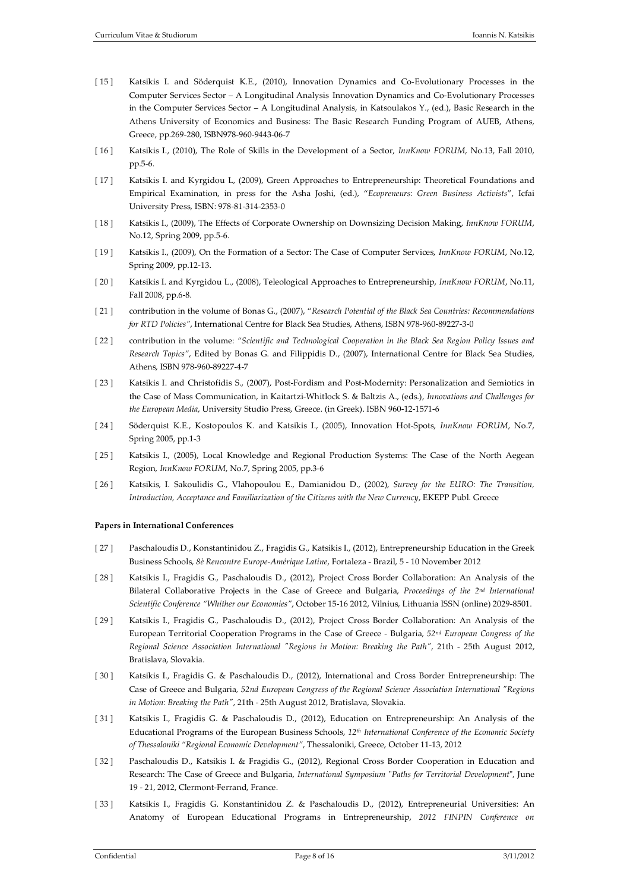[ 15 ] Katsikis I. and Söderquist K.E., (2010), Innovation Dynamics and Co-Evolutionary Processes in the Computer Services Sector – A Longitudinal Analysis Innovation Dynamics and Co-Evolutionary Processes in the Computer Services Sector – A Longitudinal Analysis, in Katsoulakos Y., (ed.), Basic Research in the Athens University of Economics and Business: The Basic Research Funding Program of AUEB, Athens, Greece, pp.269-280, ISBN978-960-9443-06-7

[ 16 ] Katsikis I., (2010), The Role of Skills in the Development of a Sector, *InnKnow FORUM*, No.13, Fall 2010, pp.5-6.

[ 17 ] Katsikis I. and Kyrgidou L, (2009), Green Approaches to Entrepreneurship: Theoretical Foundations and Empirical Examination, in press for the Asha Joshi, (ed.), "*Ecopreneurs: Green Business Activists*", Icfai University Press, ISBN: 978-81-314-2353-0

[ 18 ] Katsikis I., (2009), The Effects of Corporate Ownership on Downsizing Decision Making, *InnKnow FORUM*, No.12, Spring 2009, pp.5-6.

[ 19 ] Katsikis I., (2009), On the Formation of a Sector: The Case of Computer Services, *InnKnow FORUM*, No.12, Spring 2009, pp.12-13.

[ 20 ] Katsikis I. and Kyrgidou L., (2008), Teleological Approaches to Entrepreneurship, *InnKnow FORUM*, No.11, Fall 2008, pp.6-8.

[ 21 ] contribution in the volume of Bonas G., (2007), "*Research Potential of the Black Sea Countries: Recommendations for RTD Policies*", International Centre for Black Sea Studies, Athens, ISBN 978-960-89227-3-0

[ 22 ] contribution in the volume: *"Scientific and Technological Cooperation in the Black Sea Region Policy Issues and Research Topics"*, Edited by Bonas G. and Filippidis D., (2007), International Centre for Black Sea Studies, Athens, ISBN 978-960-89227-4-7

[ 23 ] Katsikis I. and Christofidis S., (2007), Post-Fordism and Post-Modernity: Personalization and Semiotics in the Case of Mass Communication, in Kaitartzi-Whitlock S. & Baltzis A., (eds.), *Innovations and Challenges for the European Media*, University Studio Press, Greece. (in Greek). ISBN 960-12-1571-6

[ 24 ] Söderquist K.E., Kostopoulos K. and Katsikis I., (2005), Innovation Hot-Spots, *InnKnow FORUM*, No.7, Spring 2005, pp.1-3

[ 25 ] Katsikis I., (2005), Local Knowledge and Regional Production Systems: The Case of the North Aegean Region, *InnKnow FORUM*, No.7, Spring 2005, pp.3-6

[ 26 ] Katsikis, I. Sakoulidis G., Vlahopoulou E., Damianidou D., (2002), *Survey for the EURO: The Transition, Introduction, Acceptance and Familiarization of the Citizens with the New Currency*, EKEPP Publ. Greece

**Papers in International Conferences**

[ 27 ] Paschaloudis D., Konstantinidou Z., Fragidis G., Katsikis I., (2012), Entrepreneurship Education in the Greek Business Schools, *8è Rencontre Europe-Amérique Latine*, Fortaleza - Brazil, 5 - 10 November 2012

[ 28 ] Katsikis I., Fragidis G., Paschaloudis D., (2012), Project Cross Border Collaboration: An Analysis of the Bilateral Collaborative Projects in the Case of Greece and Bulgaria, *Proceedings of the 2nd International Scientific Conference "Whither our Economies"*, October 15-16 2012, Vilnius, Lithuania ISSN (online) 2029-8501.

[ 29 ] Katsikis I., Fragidis G., Paschaloudis D., (2012), Project Cross Border Collaboration: An Analysis of the European Territorial Cooperation Programs in the Case of Greece - Bulgaria, *52nd European Congress of the Regional Science Association International "Regions in Motion: Breaking the Path"*, 21th - 25th August 2012, Bratislava, Slovakia.

[ 30 ] Katsikis I., Fragidis G. & Paschaloudis D., (2012), International and Cross Border Entrepreneurship: The Case of Greece and Bulgaria, *52nd European Congress of the Regional Science Association International "Regions in Motion: Breaking the Path"*, 21th - 25th August 2012, Bratislava, Slovakia.

[ 31 ] Katsikis I., Fragidis G. & Paschaloudis D., (2012), Education on Entrepreneurship: An Analysis of the Educational Programs of the European Business Schools, *12th International Conference of the Economic Society of Thessaloniki "Regional Economic Development"*, Thessaloniki, Greece, October 11-13, 2012

[ 32 ] Paschaloudis D., Katsikis I. & Fragidis G., (2012), Regional Cross Border Cooperation in Education and Research: The Case of Greece and Bulgaria, *International Symposium "Paths for Territorial Development"*, June 19 - 21, 2012, Clermont-Ferrand, France.

[ 33 ] Katsikis I., Fragidis G. Konstantinidou Z. & Paschaloudis D., (2012), Entrepreneurial Universities: An Anatomy of European Educational Programs in Entrepreneurship, *2012 FINPIN Conference on*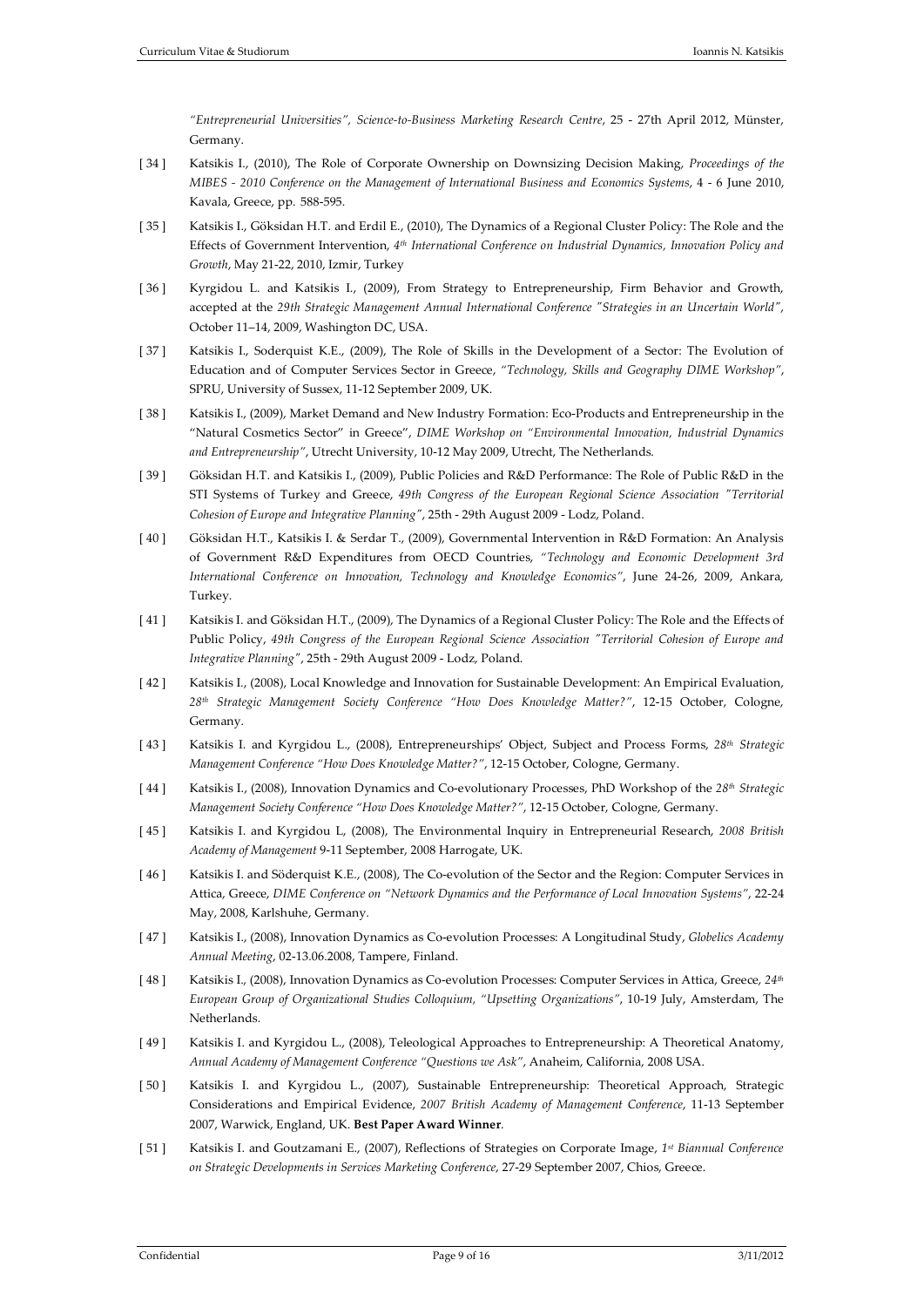*"Entrepreneurial Universities", Science-to-Business Marketing Research Centre*, 25 - 27th April 2012, Münster, Germany.

[ 34 ] Katsikis I., (2010), The Role of Corporate Ownership on Downsizing Decision Making, *Proceedings of the MIBES - 2010 Conference on the Management of International Business and Economics Systems*, 4 - 6 June 2010, Kavala, Greece, pp. 588-595.

[ 35 ] Katsikis I., Göksidan H.T. and Erdil E., (2010), The Dynamics of a Regional Cluster Policy: The Role and the Effects of Government Intervention, *4th International Conference on Industrial Dynamics, Innovation Policy and Growth*, May 21-22, 2010, Izmir, Turkey

[ 36 ] Kyrgidou L. and Katsikis I., (2009), From Strategy to Entrepreneurship, Firm Behavior and Growth, accepted at the *29th Strategic Management Annual International Conference "Strategies in an Uncertain World"*, October 11–14, 2009, Washington DC, USA.

[ 37 ] Katsikis I., Soderquist K.E., (2009), The Role of Skills in the Development of a Sector: The Evolution of Education and of Computer Services Sector in Greece, *"Technology, Skills and Geography DIME Workshop"*, SPRU, University of Sussex, 11-12 September 2009, UK.

[ 38 ] Katsikis I., (2009), Market Demand and New Industry Formation: Eco-Products and Entrepreneurship in the "Natural Cosmetics Sector" in Greece", *DIME Workshop on "Environmental Innovation, Industrial Dynamics and Entrepreneurship"*, Utrecht University, 10-12 May 2009, Utrecht, The Netherlands.

[ 39 ] Göksidan H.T. and Katsikis I., (2009), Public Policies and R&D Performance: The Role of Public R&D in the STI Systems of Turkey and Greece, *49th Congress of the European Regional Science Association "Territorial Cohesion of Europe and Integrative Planning"*, 25th - 29th August 2009 - Lodz, Poland.

[ 40 ] Göksidan H.T., Katsikis I. & Serdar T., (2009), Governmental Intervention in R&D Formation: An Analysis of Government R&D Expenditures from OECD Countries, *"Technology and Economic Development 3rd International Conference on Innovation, Technology and Knowledge Economics"*, June 24-26, 2009, Ankara, Turkey.

[ 41 ] Katsikis I. and Göksidan H.T., (2009), The Dynamics of a Regional Cluster Policy: The Role and the Effects of Public Policy, *49th Congress of the European Regional Science Association "Territorial Cohesion of Europe and Integrative Planning"*, 25th - 29th August 2009 - Lodz, Poland.

[ 42 ] Katsikis I., (2008), Local Knowledge and Innovation for Sustainable Development: An Empirical Evaluation, *28th Strategic Management Society Conference "How Does Knowledge Matter?"*, 12-15 October, Cologne, Germany.

[ 43 ] Katsikis I. and Kyrgidou L., (2008), Entrepreneurships' Object, Subject and Process Forms, *28th Strategic Management Conference "How Does Knowledge Matter?"*, 12-15 October, Cologne, Germany.

[ 44 ] Katsikis I., (2008), Innovation Dynamics and Co-evolutionary Processes, PhD Workshop of the *28th Strategic Management Society Conference "How Does Knowledge Matter?"*, 12-15 October, Cologne, Germany.

[ 45 ] Katsikis I. and Kyrgidou L, (2008), The Environmental Inquiry in Entrepreneurial Research, *2008 British Academy of Management* 9-11 September, 2008 Harrogate, UK.

[ 46 ] Katsikis I. and Söderquist K.E., (2008), The Co-evolution of the Sector and the Region: Computer Services in Attica, Greece, *DIME Conference on "Network Dynamics and the Performance of Local Innovation Systems"*, 22-24 May, 2008, Karlshuhe, Germany.

[ 47 ] Katsikis I., (2008), Innovation Dynamics as Co-evolution Processes: A Longitudinal Study, *Globelics Academy Annual Meeting*, 02-13.06.2008, Tampere, Finland.

[ 48 ] Katsikis I., (2008), Innovation Dynamics as Co-evolution Processes: Computer Services in Attica, Greece, *24th European Group of Organizational Studies Colloquium, "Upsetting Organizations"*, 10-19 July, Amsterdam, The Netherlands.

[ 49 ] Katsikis I. and Kyrgidou L., (2008), Teleological Approaches to Entrepreneurship: A Theoretical Anatomy, *Annual Academy of Management Conference "Questions we Ask"*, Anaheim, California, 2008 USA.

[ 50 ] Katsikis I. and Kyrgidou L., (2007), Sustainable Entrepreneurship: Theoretical Approach, Strategic Considerations and Empirical Evidence, *2007 British Academy of Management Conference*, 11-13 September 2007, Warwick, England, UK. **Best Paper Award Winner**.

[ 51 ] Katsikis I. and Goutzamani E., (2007), Reflections of Strategies on Corporate Image, *1st Biannual Conference on Strategic Developments in Services Marketing Conference*, 27-29 September 2007, Chios, Greece.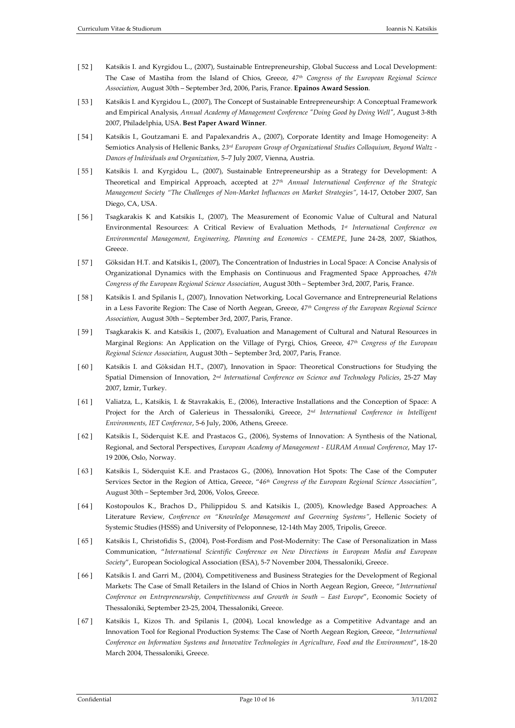[ 52 ] Katsikis I. and Kyrgidou L., (2007), Sustainable Entrepreneurship, Global Success and Local Development: The Case of Mastiha from the Island of Chios, Greece, *47th Congress of the European Regional Science Association*, August 30th – September 3rd, 2006, Paris, France. **Epainos Award Session**.

[ 53 ] Katsikis I. and Kyrgidou L., (2007), The Concept of Sustainable Entrepreneurship: A Conceptual Framework and Empirical Analysis, *Annual Academy of Management Conference "Doing Good by Doing Well"*, August 3-8th 2007, Philadelphia, USA. **Best Paper Award Winner**.

[ 54 ] Katsikis I., Goutzamani E. and Papalexandris A., (2007), Corporate Identity and Image Homogeneity: A Semiotics Analysis of Hellenic Banks, *23rd European Group of Organizational Studies Colloquium, Beyond Waltz - Dances of Individuals and Organization*, 5–7 July 2007, Vienna, Austria.

[ 55 ] Katsikis I. and Kyrgidou L., (2007), Sustainable Entrepreneurship as a Strategy for Development: A Theoretical and Empirical Approach, accepted at *27th Annual International Conference of the Strategic Management Society "The Challenges of Non-Market Influences on Market Strategies"*, 14-17, October 2007, San Diego, CA, USA.

[ 56 ] Tsagkarakis K and Katsikis I., (2007), The Measurement of Economic Value of Cultural and Natural Environmental Resources: A Critical Review of Evaluation Methods, *1st International Conference on Environmental Management, Engineering, Planning and Economics - CEMEPE*, June 24-28, 2007, Skiathos, Greece.

[ 57 ] Göksidan H.T. and Katsikis I., (2007), The Concentration of Industries in Local Space: A Concise Analysis of Organizational Dynamics with the Emphasis on Continuous and Fragmented Space Approaches, *47th Congress of the European Regional Science Association*, August 30th – September 3rd, 2007, Paris, France.

[ 58 ] Katsikis I. and Spilanis I., (2007), Innovation Networking, Local Governance and Entrepreneurial Relations in a Less Favorite Region: The Case of North Aegean, Greece, *47th Congress of the European Regional Science Association*, August 30th – September 3rd, 2007, Paris, France.

[ 59 ] Tsagkarakis K. and Katsikis I., (2007), Evaluation and Management of Cultural and Natural Resources in Marginal Regions: An Application on the Village of Pyrgi, Chios, Greece, *47th Congress of the European Regional Science Association*, August 30th – September 3rd, 2007, Paris, France.

[ 60 ] Katsikis I. and Göksidan H.T., (2007), Innovation in Space: Theoretical Constructions for Studying the Spatial Dimension of Innovation, *2nd International Conference on Science and Technology Policies*, 25-27 May 2007, Izmir, Turkey.

[ 61 ] Valiatza, L., Katsikis, I. & Stavrakakis, E., (2006), Interactive Installations and the Conception of Space: A Project for the Arch of Galerieus in Thessaloniki, Greece, *2nd International Conference in Intelligent Environments, IET Conference*, 5-6 July, 2006, Athens, Greece.

[ 62 ] Katsikis I., Söderquist K.E. and Prastacos G., (2006), Systems of Innovation: A Synthesis of the National, Regional, and Sectoral Perspectives, *European Academy of Management - EURAM Annual Conference*, May 17-19 2006, Oslo, Norway.

[ 63 ] Katsikis I., Söderquist K.E. and Prastacos G., (2006), Innovation Hot Spots: The Case of the Computer Services Sector in the Region of Attica, Greece, "*46th Congress of the European Regional Science Association*", August 30th – September 3rd, 2006, Volos, Greece.

[ 64 ] Kostopoulos K., Brachos D., Philippidou S. and Katsikis I., (2005), Knowledge Based Approaches: A Literature Review, *Conference on "Knowledge Management and Governing Systems"*, Hellenic Society of Systemic Studies (HSSS) and University of Peloponnese, 12-14th May 2005, Tripolis, Greece.

[ 65 ] Katsikis I., Christofidis S., (2004), Post-Fordism and Post-Modernity: The Case of Personalization in Mass Communication, "*International Scientific Conference on New Directions in European Media and European Society*", European Sociological Association (ESA), 5-7 November 2004, Thessaloniki, Greece.

[ 66 ] Katsikis I. and Garri M., (2004), Competitiveness and Business Strategies for the Development of Regional Markets: The Case of Small Retailers in the Island of Chios in North Aegean Region, Greece, "*International Conference on Entrepreneurship, Competitiveness and Growth in South – East Europe*", Economic Society of Thessaloniki, September 23-25, 2004, Thessaloniki, Greece.

[ 67 ] Katsikis I., Kizos Th. and Spilanis I., (2004), Local knowledge as a Competitive Advantage and an Innovation Tool for Regional Production Systems: The Case of North Aegean Region, Greece, "*International Conference on Information Systems and Innovative Technologies in Agriculture, Food and the Environment*", 18-20 March 2004, Thessaloniki, Greece.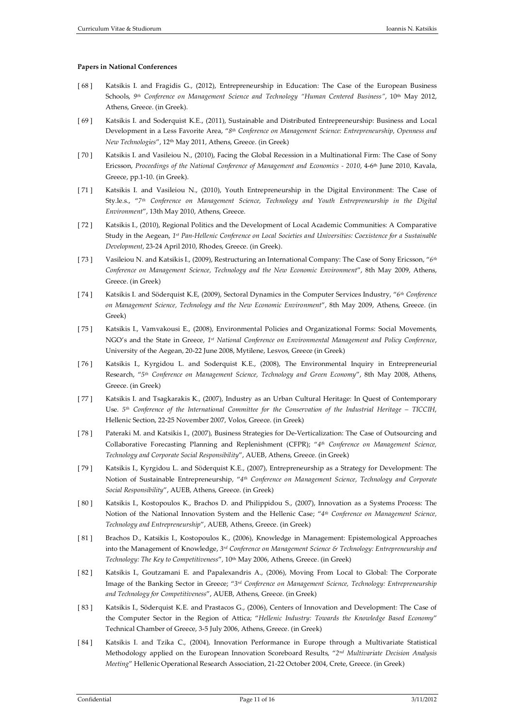**Papers in National Conferences**

[ 68 ] Katsikis I. and Fragidis G., (2012), Entrepreneurship in Education: The Case of the European Business Schools, *9th Conference on Management Science and Technology "Human Centered Business"*, 10th May 2012, Athens, Greece. (in Greek).

[ 69 ] Katsikis I. and Soderquist K.E., (2011), Sustainable and Distributed Entrepreneurship: Business and Local Development in a Less Favorite Area, "*8th Conference on Management Science: Entrepreneurship, Openness and New Technologies*", 12th May 2011, Athens, Greece. (in Greek)

[ 70 ] Katsikis I. and Vasileiou N., (2010), Facing the Global Recession in a Multinational Firm: The Case of Sony Ericsson, *Proceedings of the National Conference of Management and Economics - 2010*, 4-6th June 2010, Kavala, Greece, pp.1-10. (in Greek).

[ 71 ] Katsikis I. and Vasileiou N., (2010), Youth Entrepreneurship in the Digital Environment: The Case of Sty.le.s., "*7th Conference on Management Science, Technology and Youth Entrepreneurship in the Digital Environment*", 13th May 2010, Athens, Greece.

[ 72 ] Katsikis I., (2010), Regional Politics and the Development of Local Academic Communities: A Comparative Study in the Aegean, *1st Pan-Hellenic Conference on Local Societies and Universities: Coexistence for a Sustainable Development*, 23-24 April 2010, Rhodes, Greece. (in Greek).

[ 73 ] Vasileiou N. and Katsikis I., (2009), Restructuring an International Company: The Case of Sony Ericsson, "*6th Conference on Management Science, Technology and the New Economic Environment*", 8th May 2009, Athens, Greece. (in Greek)

[ 74 ] Katsikis I. and Söderquist K.E, (2009), Sectoral Dynamics in the Computer Services Industry, "*6th Conference on Management Science, Technology and the New Economic Environment*", 8th May 2009, Athens, Greece. (in Greek)

[ 75 ] Katsikis I., Vamvakousi E., (2008), Environmental Policies and Organizational Forms: Social Movements, NGO's and the State in Greece, *1st National Conference on Environmental Management and Policy Conference*, University of the Aegean, 20-22 June 2008, Mytilene, Lesvos, Greece (in Greek)

[ 76 ] Katsikis I., Kyrgidou L. and Soderquist K.E., (2008), The Environmental Inquiry in Entrepreneurial Research, "*5th Conference on Management Science, Technology and Green Economy*", 8th May 2008, Athens, Greece. (in Greek)

[ 77 ] Katsikis I. and Tsagkarakis K., (2007), Industry as an Urban Cultural Heritage: In Quest of Contemporary Use. *5th Conference of the International Committee for the Conservation of the Industrial Heritage – TICCIH*, Hellenic Section, 22-25 November 2007, Volos, Greece. (in Greek)

[ 78 ] Pateraki M. and Katsikis I., (2007), Business Strategies for De-Verticalization: The Case of Outsourcing and Collaborative Forecasting Planning and Replenishment (CFPR); "*4th Conference on Management Science, Technology and Corporate Social Responsibility*", AUEB, Athens, Greece. (in Greek)

[ 79 ] Katsikis I., Kyrgidou L. and Söderquist K.E., (2007), Entrepreneurship as a Strategy for Development: The Notion of Sustainable Entrepreneurship, "*4th Conference on Management Science, Technology and Corporate Social Responsibility*", AUEB, Athens, Greece. (in Greek)

[ 80 ] Katsikis I., Kostopoulos K., Brachos D. and Philippidou S., (2007), Innovation as a Systems Process: The Notion of the National Innovation System and the Hellenic Case; "*4th Conference on Management Science, Technology and Entrepreneurship*", AUEB, Athens, Greece. (in Greek)

[ 81 ] Brachos D., Katsikis I., Kostopoulos K., (2006), Knowledge in Management: Epistemological Approaches into the Management of Knowledge, *3rd Conference on Management Science & Technology: Entrepreneurship and Technology: The Key to Competitiveness*", 10th May 2006, Athens, Greece. (in Greek)

[ 82 ] Katsikis I., Goutzamani E. and Papalexandris A., (2006), Moving From Local to Global: The Corporate Image of the Banking Sector in Greece; "*3rd Conference on Management Science, Technology: Entrepreneurship and Technology for Competitiveness*", AUEB, Athens, Greece. (in Greek)

[ 83 ] Katsikis I., Söderquist K.E. and Prastacos G., (2006), Centers of Innovation and Development: The Case of the Computer Sector in the Region of Attica; "*Hellenic Industry: Towards the Knowledge Based Economy*" Technical Chamber of Greece, 3-5 July 2006, Athens, Greece. (in Greek)

[ 84 ] Katsikis I. and Tzika C., (2004), Innovation Performance in Europe through a Multivariate Statistical Methodology applied on the European Innovation Scoreboard Results, "*2nd Multivariate Decision Analysis Meeting*" Hellenic Operational Research Association, 21-22 October 2004, Crete, Greece. (in Greek)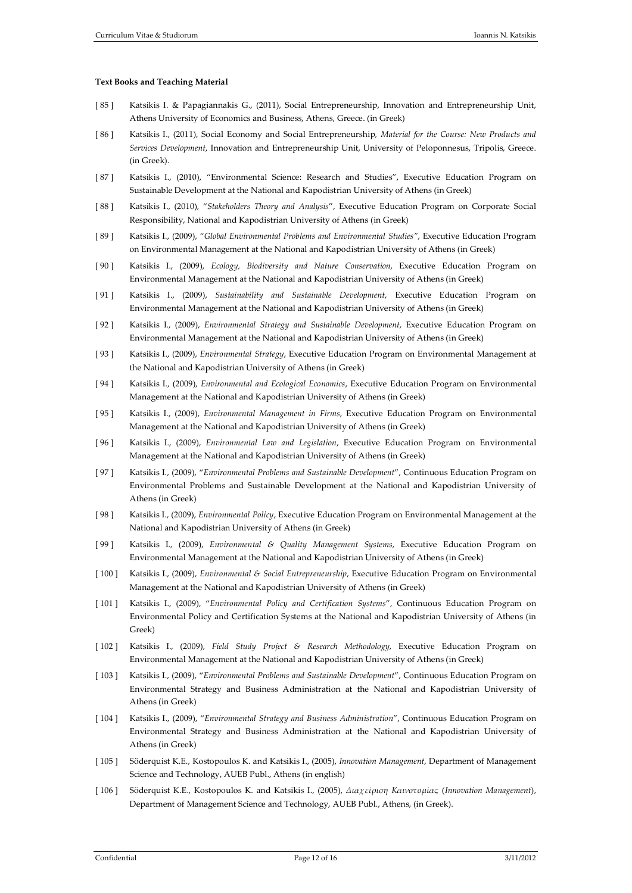**Text Books and Teaching Material**

[ 85 ] Katsikis I. & Papagiannakis G., (2011), Social Entrepreneurship, Innovation and Entrepreneurship Unit, Athens University of Economics and Business, Athens, Greece. (in Greek)

[ 86 ] Katsikis I., (2011), Social Economy and Social Entrepreneurship, *Material for the Course: New Products and Services Development*, Innovation and Entrepreneurship Unit, University of Peloponnesus, Tripolis, Greece. (in Greek).

[ 87 ] Katsikis I., (2010), "Environmental Science: Research and Studies", Executive Education Program on Sustainable Development at the National and Kapodistrian University of Athens (in Greek)

[ 88 ] Katsikis I., (2010), "*Stakeholders Theory and Analysis*", Executive Education Program on Corporate Social Responsibility, National and Kapodistrian University of Athens (in Greek)

[ 89 ] Katsikis I., (2009), "*Global Environmental Problems and Environmental Studies"*, Executive Education Program on Environmental Management at the National and Kapodistrian University of Athens (in Greek)

[ 90 ] Katsikis I., (2009), *Ecology, Biodiversity and Nature Conservation*, Executive Education Program on Environmental Management at the National and Kapodistrian University of Athens (in Greek)

[ 91 ] Katsikis I., (2009), *Sustainability and Sustainable Development*, Executive Education Program on Environmental Management at the National and Kapodistrian University of Athens (in Greek)

[ 92 ] Katsikis I., (2009), *Environmental Strategy and Sustainable Development*, Executive Education Program on Environmental Management at the National and Kapodistrian University of Athens (in Greek)

[ 93 ] Katsikis I., (2009), *Environmental Strategy*, Executive Education Program on Environmental Management at the National and Kapodistrian University of Athens (in Greek)

[ 94 ] Katsikis I., (2009), *Environmental and Ecological Economics*, Executive Education Program on Environmental Management at the National and Kapodistrian University of Athens (in Greek)

[ 95 ] Katsikis I., (2009), *Environmental Management in Firms*, Executive Education Program on Environmental Management at the National and Kapodistrian University of Athens (in Greek)

[ 96 ] Katsikis I., (2009), *Environmental Law and Legislation*, Executive Education Program on Environmental Management at the National and Kapodistrian University of Athens (in Greek)

[ 97 ] Katsikis I., (2009), "*Environmental Problems and Sustainable Development*", Continuous Education Program on Environmental Problems and Sustainable Development at the National and Kapodistrian University of Athens (in Greek)

[ 98 ] Katsikis I., (2009), *Environmental Policy*, Executive Education Program on Environmental Management at the National and Kapodistrian University of Athens (in Greek)

[ 99 ] Katsikis I., (2009), *Environmental & Quality Management Systems*, Executive Education Program on Environmental Management at the National and Kapodistrian University of Athens (in Greek)

[ 100 ] Katsikis I., (2009), *Environmental & Social Entrepreneurship*, Executive Education Program on Environmental Management at the National and Kapodistrian University of Athens (in Greek)

[ 101 ] Katsikis I., (2009), "*Environmental Policy and Certification Systems*", Continuous Education Program on Environmental Policy and Certification Systems at the National and Kapodistrian University of Athens (in Greek)

[ 102 ] Katsikis I., (2009), *Field Study Project & Research Methodology*, Executive Education Program on Environmental Management at the National and Kapodistrian University of Athens (in Greek)

[ 103 ] Katsikis I., (2009), "*Environmental Problems and Sustainable Development*", Continuous Education Program on Environmental Strategy and Business Administration at the National and Kapodistrian University of Athens (in Greek)

[ 104 ] Katsikis I., (2009), "*Environmental Strategy and Business Administration*", Continuous Education Program on Environmental Strategy and Business Administration at the National and Kapodistrian University of Athens (in Greek)

[ 105 ] Söderquist K.E., Kostopoulos K. and Katsikis I., (2005), *Innovation Management*, Department of Management Science and Technology, AUEB Publ., Athens (in english)

[ 106 ] Söderquist K.E., Kostopoulos K. and Katsikis I., (2005), *Διαχείριση Καινοτομίας* (*Innovation Management*), Department of Management Science and Technology, AUEB Publ., Athens, (in Greek).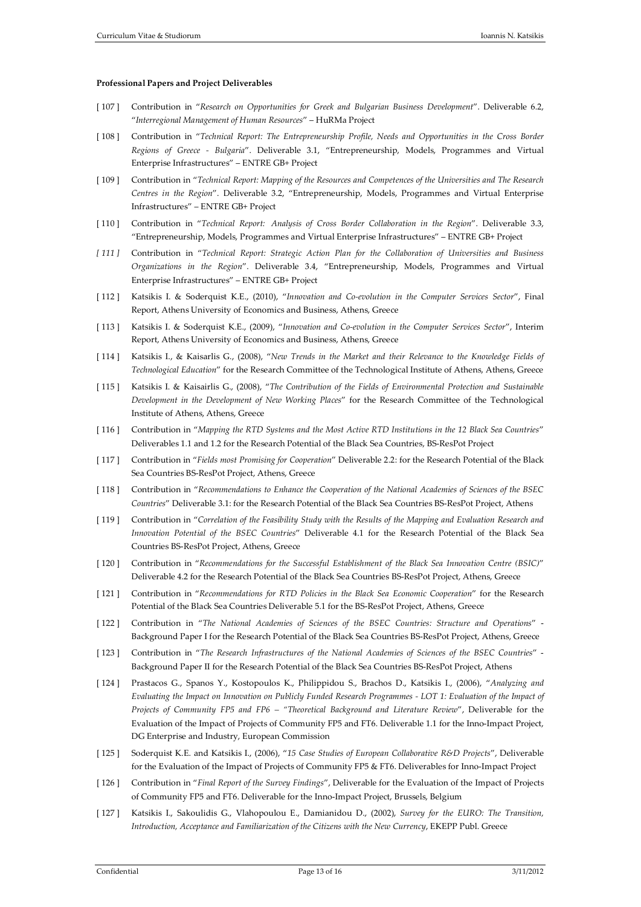**Professional Papers and Project Deliverables**

[ 107 ] Contribution in "*Research on Opportunities for Greek and Bulgarian Business Development*". Deliverable 6.2, "*Interregional Management of Human Resources*" – HuRMa Project

[ 108 ] Contribution in "*Technical Report: The Entrepreneurship Profile, Needs and Opportunities in the Cross Border Regions of Greece - Bulgaria*". Deliverable 3.1, "Entrepreneurship, Models, Programmes and Virtual Enterprise Infrastructures" – ENTRE GB+ Project

[ 109 ] Contribution in "*Technical Report: Mapping of the Resources and Competences of the Universities and The Research Centres in the Region*". Deliverable 3.2, "Entrepreneurship, Models, Programmes and Virtual Enterprise Infrastructures" – ENTRE GB+ Project

[ 110 ] Contribution in "*Technical Report: Analysis of Cross Border Collaboration in the Region*". Deliverable 3.3, "Entrepreneurship, Models, Programmes and Virtual Enterprise Infrastructures" – ENTRE GB+ Project

*[ 111 ]* Contribution in "*Technical Report: Strategic Action Plan for the Collaboration of Universities and Business Organizations in the Region*". Deliverable 3.4, "Entrepreneurship, Models, Programmes and Virtual Enterprise Infrastructures" – ENTRE GB+ Project

[ 112 ] Katsikis I. & Soderquist K.E., (2010), "*Innovation and Co-evolution in the Computer Services Sector*", Final Report, Athens University of Economics and Business, Athens, Greece

[ 113 ] Katsikis I. & Soderquist K.E., (2009), "*Innovation and Co-evolution in the Computer Services Sector*", Interim Report, Athens University of Economics and Business, Athens, Greece

[ 114 ] Katsikis I., & Kaisarlis G., (2008), "*New Trends in the Market and their Relevance to the Knowledge Fields of Technological Education*" for the Research Committee of the Technological Institute of Athens, Athens, Greece

[ 115 ] Katsikis I. & Kaisairlis G., (2008), "*The Contribution of the Fields of Environmental Protection and Sustainable Development in the Development of New Working Places*" for the Research Committee of the Technological Institute of Athens, Athens, Greece

[ 116 ] Contribution in "*Mapping the RTD Systems and the Most Active RTD Institutions in the 12 Black Sea Countries*" Deliverables 1.1 and 1.2 for the Research Potential of the Black Sea Countries, BS-ResPot Project

[ 117 ] Contribution in "*Fields most Promising for Cooperation*" Deliverable 2.2: for the Research Potential of the Black Sea Countries BS-ResPot Project, Athens, Greece

[ 118 ] Contribution in "*Recommendations to Enhance the Cooperation of the National Academies of Sciences of the BSEC Countries*" Deliverable 3.1: for the Research Potential of the Black Sea Countries BS-ResPot Project, Athens

[ 119 ] Contribution in "*Correlation of the Feasibility Study with the Results of the Mapping and Evaluation Research and Innovation Potential of the BSEC Countries*" Deliverable 4.1 for the Research Potential of the Black Sea Countries BS-ResPot Project, Athens, Greece

[ 120 ] Contribution in "*Recommendations for the Successful Establishment of the Black Sea Innovation Centre (BSIC)*" Deliverable 4.2 for the Research Potential of the Black Sea Countries BS-ResPot Project, Athens, Greece

[ 121 ] Contribution in "*Recommendations for RTD Policies in the Black Sea Economic Cooperation*" for the Research Potential of the Black Sea Countries Deliverable 5.1 for the BS-ResPot Project, Athens, Greece

[ 122 ] Contribution in "*The National Academies of Sciences of the BSEC Countries: Structure and Operations*" - Background Paper I for the Research Potential of the Black Sea Countries BS-ResPot Project, Athens, Greece

[ 123 ] Contribution in "*The Research Infrastructures of the National Academies of Sciences of the BSEC Countries*" - Background Paper II for the Research Potential of the Black Sea Countries BS-ResPot Project, Athens

[ 124 ] Prastacos G., Spanos Y., Kostopoulos K., Philippidou S., Brachos D., Katsikis I., (2006), "*Analyzing and Evaluating the Impact on Innovation on Publicly Funded Research Programmes - LOT 1: Evaluation of the Impact of Projects of Community FP5 and FP6 – "Theoretical Background and Literature Review*", Deliverable for the Evaluation of the Impact of Projects of Community FP5 and FT6. Deliverable 1.1 for the Inno-Impact Project, DG Enterprise and Industry, European Commission

[ 125 ] Soderquist K.E. and Katsikis I., (2006), "*15 Case Studies of European Collaborative R&D Projects*", Deliverable for the Evaluation of the Impact of Projects of Community FP5 & FT6. Deliverables for Inno-Impact Project

[ 126 ] Contribution in "*Final Report of the Survey Findings*", Deliverable for the Evaluation of the Impact of Projects of Community FP5 and FT6. Deliverable for the Inno-Impact Project, Brussels, Belgium

[ 127 ] Katsikis I., Sakoulidis G., Vlahopoulou E., Damianidou D., (2002), *Survey for the EURO: The Transition, Introduction, Acceptance and Familiarization of the Citizens with the New Currency*, EKEPP Publ. Greece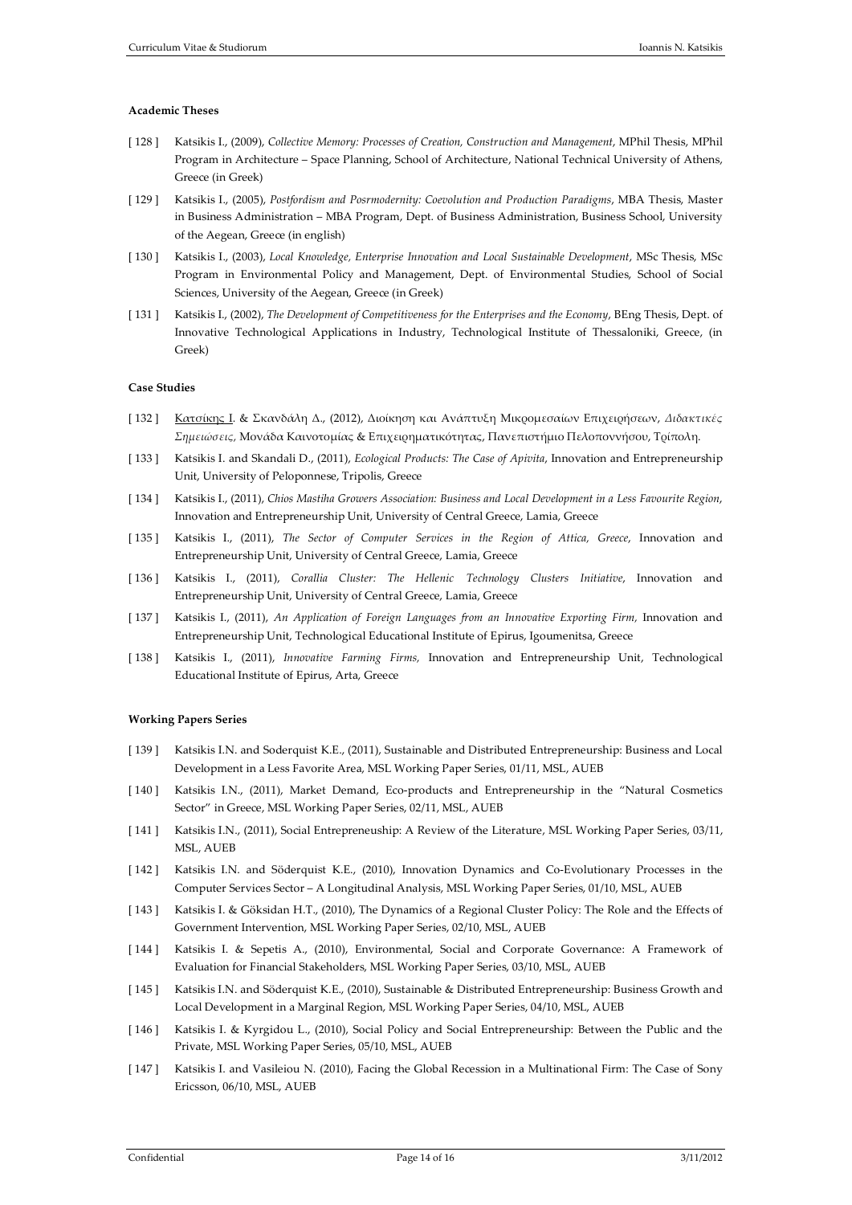**Academic Theses**

[ 128 ] Katsikis I., (2009), *Collective Memory: Processes of Creation, Construction and Management*, MPhil Thesis, MPhil Program in Architecture – Space Planning, School of Architecture, National Technical University of Athens, Greece (in Greek)

[ 129 ] Katsikis I., (2005), *Postfordism and Posrmodernity: Coevolution and Production Paradigms*, MBA Thesis, Master in Business Administration – MBA Program, Dept. of Business Administration, Business School, University of the Aegean, Greece (in english)

[ 130 ] Katsikis I., (2003), *Local Knowledge, Enterprise Innovation and Local Sustainable Development*, MSc Thesis, MSc Program in Environmental Policy and Management, Dept. of Environmental Studies, School of Social Sciences, University of the Aegean, Greece (in Greek)

[ 131 ] Katsikis I., (2002), *The Development of Competitiveness for the Enterprises and the Economy*, BEng Thesis, Dept. of Innovative Technological Applications in Industry, Technological Institute of Thessaloniki, Greece, (in Greek)

**Case Studies**

[ 132 ] <u>Κατσίκης Ι.</u> & Σκανδάλη Δ., (2012), Διοίκηση και Ανάπτυξη Μικρομεσαίων Επιχειρήσεων, *Διδακτικές Σημειώσεις*, Μονάδα Καινοτομίας & Επιχειρηματικότητας, Πανεπιστήμιο Πελοποννήσου, Τρίπολη.

[ 133 ] Katsikis I. and Skandali D., (2011), *Ecological Products: The Case of Apivita*, Innovation and Entrepreneurship Unit, University of Peloponnese, Tripolis, Greece

[ 134 ] Katsikis I., (2011), *Chios Mastiha Growers Association: Business and Local Development in a Less Favourite Region*, Innovation and Entrepreneurship Unit, University of Central Greece, Lamia, Greece

[ 135 ] Katsikis I., (2011), *The Sector of Computer Services in the Region of Attica, Greece*, Innovation and Entrepreneurship Unit, University of Central Greece, Lamia, Greece

[ 136 ] Katsikis I., (2011), *Corallia Cluster: The Hellenic Technology Clusters Initiative*, Innovation and Entrepreneurship Unit, University of Central Greece, Lamia, Greece

[ 137 ] Katsikis I., (2011), *An Application of Foreign Languages from an Innovative Exporting Firm*, Innovation and Entrepreneurship Unit, Technological Educational Institute of Epirus, Igoumenitsa, Greece

[ 138 ] Katsikis I., (2011), *Innovative Farming Firms*, Innovation and Entrepreneurship Unit, Technological Educational Institute of Epirus, Arta, Greece

**Working Papers Series**

[ 139 ] Katsikis I.N. and Soderquist K.E., (2011), Sustainable and Distributed Entrepreneurship: Business and Local Development in a Less Favorite Area, MSL Working Paper Series, 01/11, MSL, AUEB

[ 140 ] Katsikis I.N., (2011), Market Demand, Eco-products and Entrepreneurship in the "Natural Cosmetics Sector" in Greece, MSL Working Paper Series, 02/11, MSL, AUEB

[ 141 ] Katsikis I.N., (2011), Social Entrepreneuship: A Review of the Literature, MSL Working Paper Series, 03/11, MSL, AUEB

[ 142 ] Katsikis I.N. and Söderquist K.E., (2010), Innovation Dynamics and Co-Evolutionary Processes in the Computer Services Sector – A Longitudinal Analysis, MSL Working Paper Series, 01/10, MSL, AUEB

[ 143 ] Katsikis I. & Göksidan H.T., (2010), The Dynamics of a Regional Cluster Policy: The Role and the Effects of Government Intervention, MSL Working Paper Series, 02/10, MSL, AUEB

[ 144 ] Katsikis I. & Sepetis A., (2010), Environmental, Social and Corporate Governance: A Framework of Evaluation for Financial Stakeholders, MSL Working Paper Series, 03/10, MSL, AUEB

[ 145 ] Katsikis I.N. and Söderquist K.E., (2010), Sustainable & Distributed Entrepreneurship: Business Growth and Local Development in a Marginal Region, MSL Working Paper Series, 04/10, MSL, AUEB

[ 146 ] Katsikis I. & Kyrgidou L., (2010), Social Policy and Social Entrepreneurship: Between the Public and the Private, MSL Working Paper Series, 05/10, MSL, AUEB

[ 147 ] Katsikis I. and Vasileiou N. (2010), Facing the Global Recession in a Multinational Firm: The Case of Sony Ericsson, 06/10, MSL, AUEB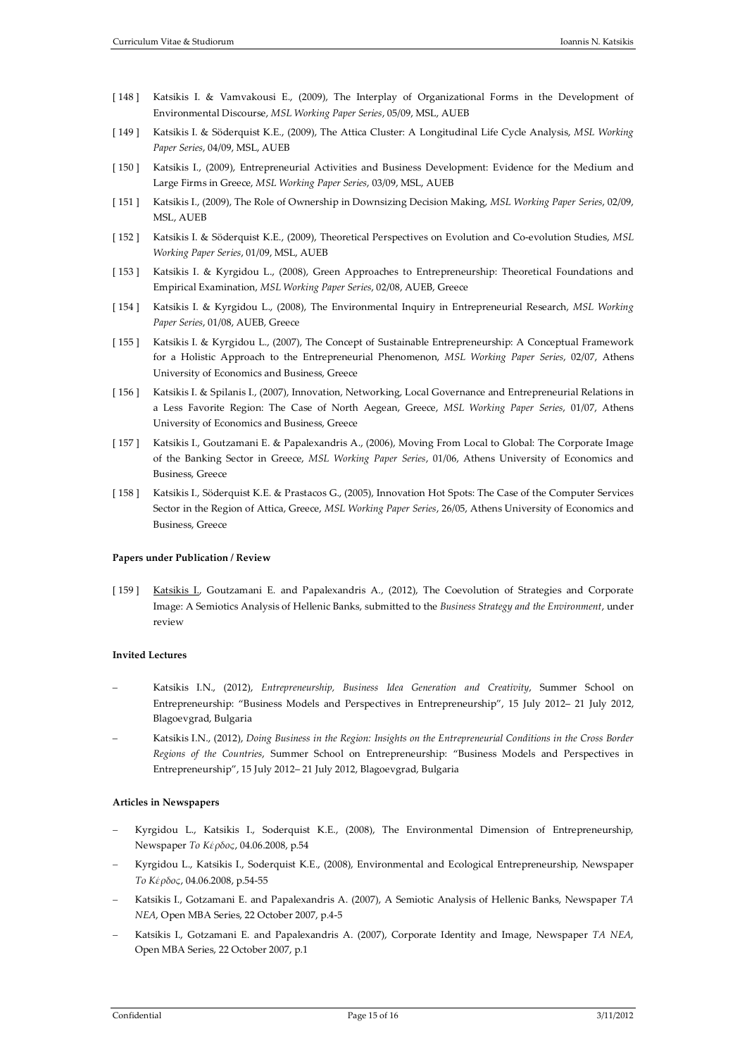[ 148 ] Katsikis I. & Vamvakousi E., (2009), The Interplay of Organizational Forms in the Development of Environmental Discourse, *MSL Working Paper Series*, 05/09, MSL, AUEB

[ 149 ] Katsikis I. & Söderquist K.E., (2009), The Attica Cluster: A Longitudinal Life Cycle Analysis, *MSL Working Paper Series*, 04/09, MSL, AUEB

[ 150 ] Katsikis I., (2009), Entrepreneurial Activities and Business Development: Evidence for the Medium and Large Firms in Greece, *MSL Working Paper Series*, 03/09, MSL, AUEB

[ 151 ] Katsikis I., (2009), The Role of Ownership in Downsizing Decision Making, *MSL Working Paper Series*, 02/09, MSL, AUEB

[ 152 ] Katsikis I. & Söderquist K.E., (2009), Theoretical Perspectives on Evolution and Co-evolution Studies, *MSL Working Paper Series*, 01/09, MSL, AUEB

[ 153 ] Katsikis I. & Kyrgidou L., (2008), Green Approaches to Entrepreneurship: Theoretical Foundations and Empirical Examination, *MSL Working Paper Series*, 02/08, AUEB, Greece

[ 154 ] Katsikis I. & Kyrgidou L., (2008), The Environmental Inquiry in Entrepreneurial Research, *MSL Working Paper Series*, 01/08, AUEB, Greece

[ 155 ] Katsikis I. & Kyrgidou L., (2007), The Concept of Sustainable Entrepreneurship: A Conceptual Framework for a Holistic Approach to the Entrepreneurial Phenomenon, *MSL Working Paper Series*, 02/07, Athens University of Economics and Business, Greece

[ 156 ] Katsikis I. & Spilanis I., (2007), Innovation, Networking, Local Governance and Entrepreneurial Relations in a Less Favorite Region: The Case of North Aegean, Greece, *MSL Working Paper Series*, 01/07, Athens University of Economics and Business, Greece

[ 157 ] Katsikis I., Goutzamani E. & Papalexandris A., (2006), Moving From Local to Global: The Corporate Image of the Banking Sector in Greece, *MSL Working Paper Series*, 01/06, Athens University of Economics and Business, Greece

[ 158 ] Katsikis I., Söderquist K.E. & Prastacos G., (2005), Innovation Hot Spots: The Case of the Computer Services Sector in the Region of Attica, Greece, *MSL Working Paper Series*, 26/05, Athens University of Economics and Business, Greece

**Papers under Publication / Review**

[ 159 ] Katsikis I., Goutzamani E. and Papalexandris A., (2012), The Coevolution of Strategies and Corporate Image: A Semiotics Analysis of Hellenic Banks, submitted to the *Business Strategy and the Environment*, under review

**Invited Lectures**

- Katsikis I.N., (2012), *Entrepreneurship, Business Idea Generation and Creativity*, Summer School on Entrepreneurship: "Business Models and Perspectives in Entrepreneurship", 15 July 2012– 21 July 2012, Blagoevgrad, Bulgaria
- Katsikis I.N., (2012), *Doing Business in the Region: Insights on the Entrepreneurial Conditions in the Cross Border Regions of the Countries*, Summer School on Entrepreneurship: "Business Models and Perspectives in Entrepreneurship", 15 July 2012– 21 July 2012, Blagoevgrad, Bulgaria

**Articles in Newspapers**

- Kyrgidou L., Katsikis I., Soderquist K.E., (2008), The Environmental Dimension of Entrepreneurship, Newspaper *Το Κέρδος*, 04.06.2008, p.54
- Kyrgidou L., Katsikis I., Soderquist K.E., (2008), Environmental and Ecological Entrepreneurship, Newspaper *Το Κέρδος*, 04.06.2008, p.54-55
- Katsikis I., Gotzamani E. and Papalexandris A. (2007), A Semiotic Analysis of Hellenic Banks, Newspaper *TA NEA*, Open MBA Series, 22 October 2007, p.4-5
- Katsikis I., Gotzamani E. and Papalexandris A. (2007), Corporate Identity and Image, Newspaper *TA NEA*, Open MBA Series, 22 October 2007, p.1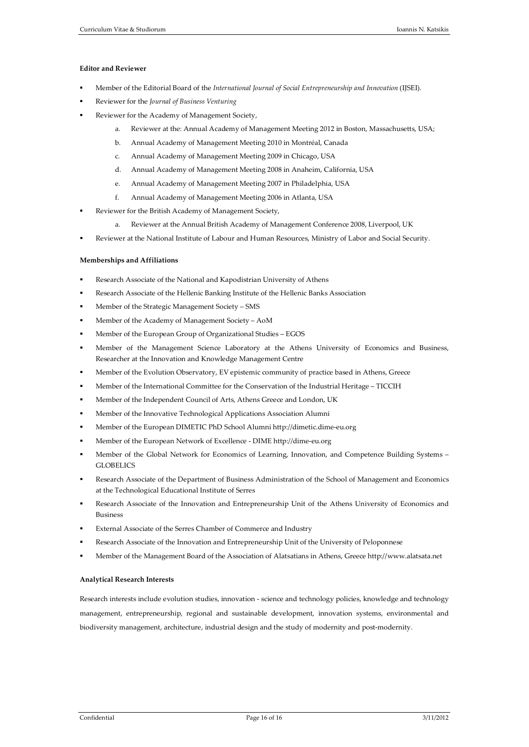**Editor and Reviewer**

- Member of the Editorial Board of the *International Journal of Social Entrepreneurship and Innovation* (IJSEI).
- Reviewer for the *Journal of Business Venturing*
- Reviewer for the Academy of Management Society,
  a. Reviewer at the: Annual Academy of Management Meeting 2012 in Boston, Massachusetts, USA;
  b. Annual Academy of Management Meeting 2010 in Montréal, Canada
  c. Annual Academy of Management Meeting 2009 in Chicago, USA
  d. Annual Academy of Management Meeting 2008 in Anaheim, California, USA
  e. Annual Academy of Management Meeting 2007 in Philadelphia, USA
  f. Annual Academy of Management Meeting 2006 in Atlanta, USA
- Reviewer for the British Academy of Management Society,
  a. Reviewer at the Annual British Academy of Management Conference 2008, Liverpool, UK
- Reviewer at the National Institute of Labour and Human Resources, Ministry of Labor and Social Security.

**Memberships and Affiliations**

- Research Associate of the National and Kapodistrian University of Athens
- Research Associate of the Hellenic Banking Institute of the Hellenic Banks Association
- Member of the Strategic Management Society – SMS
- Member of the Academy of Management Society – AoM
- Member of the European Group of Organizational Studies – EGOS
- Member of the Management Science Laboratory at the Athens University of Economics and Business, Researcher at the Innovation and Knowledge Management Centre
- Member of the Evolution Observatory, EV epistemic community of practice based in Athens, Greece
- Member of the International Committee for the Conservation of the Industrial Heritage – TICCIH
- Member of the Independent Council of Arts, Athens Greece and London, UK
- Member of the Innovative Technological Applications Association Alumni
- Member of the European DIMETIC PhD School Alumni http://dimetic.dime-eu.org
- Member of the European Network of Excellence - DIME http://dime-eu.org
- Member of the Global Network for Economics of Learning, Innovation, and Competence Building Systems – GLOBELICS
- Research Associate of the Department of Business Administration of the School of Management and Economics at the Technological Educational Institute of Serres
- Research Associate of the Innovation and Entrepreneurship Unit of the Athens University of Economics and Business
- External Associate of the Serres Chamber of Commerce and Industry
- Research Associate of the Innovation and Entrepreneurship Unit of the University of Peloponnese
- Member of the Management Board of the Association of Alatsatians in Athens, Greece http://www.alatsata.net

**Analytical Research Interests**

Research interests include evolution studies, innovation - science and technology policies, knowledge and technology management, entrepreneurship, regional and sustainable development, innovation systems, environmental and biodiversity management, architecture, industrial design and the study of modernity and post-modernity.